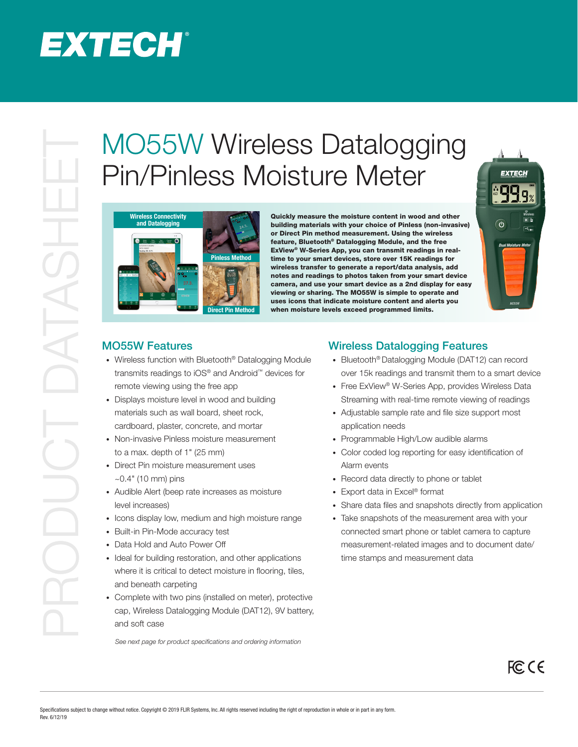# MO55W Wireless Datalogging Pin/Pinless Moisture Meter

**Quickly measure the moisture content in wood and other building materials with your choice of Pinless (non-invasive) or Direct Pin method measurement. Using the wireless feature, Bluetooth® Datalogging Module, and the free ExView® W-Series App, you can transmit readings in real-time to your smart devices, store over 15K readings for wireless transfer to generate a report/data analysis, add notes and readings to photos taken from your smart device camera, and use your smart device as a 2nd display for easy viewing or sharing. The MO55W is simple to operate and uses icons that indicate moisture content and alerts you when moisture levels exceed programmed limits.**

## MO55W Features

- Wireless function with Bluetooth® Datalogging Module transmits readings to iOS® and Android™ devices for remote viewing using the free app
- Displays moisture level in wood and building materials such as wall board, sheet rock, cardboard, plaster, concrete, and mortar
- Non-invasive Pinless moisture measurement to a max. depth of 1" (25 mm)
- Direct Pin moisture measurement uses ~0.4" (10 mm) pins
- Audible Alert (beep rate increases as moisture level increases)
- Icons display low, medium and high moisture range
- Built-in Pin-Mode accuracy test
- Data Hold and Auto Power Off
- Ideal for building restoration, and other applications where it is critical to detect moisture in flooring, tiles, and beneath carpeting
- Complete with two pins (installed on meter), protective cap, Wireless Datalogging Module (DAT12), 9V battery, and soft case

*See next page for product specifications and ordering information*

## Wireless Datalogging Features

- Bluetooth® Datalogging Module (DAT12) can record over 15k readings and transmit them to a smart device
- Free ExView® W-Series App, provides Wireless Data Streaming with real-time remote viewing of readings
- Adjustable sample rate and file size support most application needs
- Programmable High/Low audible alarms
- Color coded log reporting for easy identification of Alarm events
- Record data directly to phone or tablet
- Export data in Excel® format
- Share data files and snapshots directly from application
- Take snapshots of the measurement area with your connected smart phone or tablet camera to capture measurement-related images and to document date/time stamps and measurement data

Specifications subject to change without notice. Copyright © 2019 FLIR Systems, Inc. All rights reserved including the right of reproduction in whole or in part in any form.
Rev. 6/12/19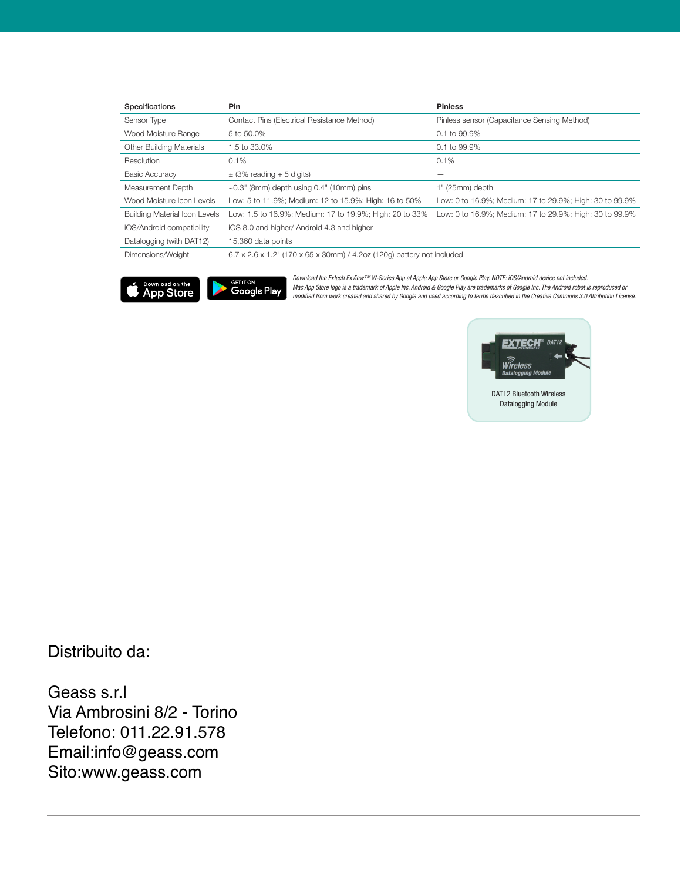| Specifications | Pin | Pinless |
|---|---|---|
| Sensor Type | Contact Pins (Electrical Resistance Method) | Pinless sensor (Capacitance Sensing Method) |
| Wood Moisture Range | 5 to 50.0% | 0.1 to 99.9% |
| Other Building Materials | 1.5 to 33.0% | 0.1 to 99.9% |
| Resolution | 0.1% | 0.1% |
| Basic Accuracy | ± (3% reading + 5 digits) | — |
| Measurement Depth | ~0.3" (8mm) depth using 0.4" (10mm) pins | 1" (25mm) depth |
| Wood Moisture Icon Levels | Low: 5 to 11.9%; Medium: 12 to 15.9%; High: 16 to 50% | Low: 0 to 16.9%; Medium: 17 to 29.9%; High: 30 to 99.9% |
| Building Material Icon Levels | Low: 1.5 to 16.9%; Medium: 17 to 19.9%; High: 20 to 33% | Low: 0 to 16.9%; Medium: 17 to 29.9%; High: 30 to 99.9% |
| iOS/Android compatibility | iOS 8.0 and higher/ Android 4.3 and higher | |
| Datalogging (with DAT12) | 15,360 data points | |
| Dimensions/Weight | 6.7 x 2.6 x 1.2" (170 x 65 x 30mm) / 4.2oz (120g) battery not included | |

Download on the App Store

GET IT ON Google Play

*Download the Extech ExView™ W-Series App at Apple App Store or Google Play. NOTE: iOS/Android device not included. Mac App Store logo is a trademark of Apple Inc. Android & Google Play are trademarks of Google Inc. The Android robot is reproduced or modified from work created and shared by Google and used according to terms described in the Creative Commons 3.0 Attribution License.*

DAT12 Bluetooth Wireless Datalogging Module

Distribuito da:

Geass s.r.l
Via Ambrosini 8/2 - Torino
Telefono: 011.22.91.578
Email:info@geass.com
Sito:www.geass.com